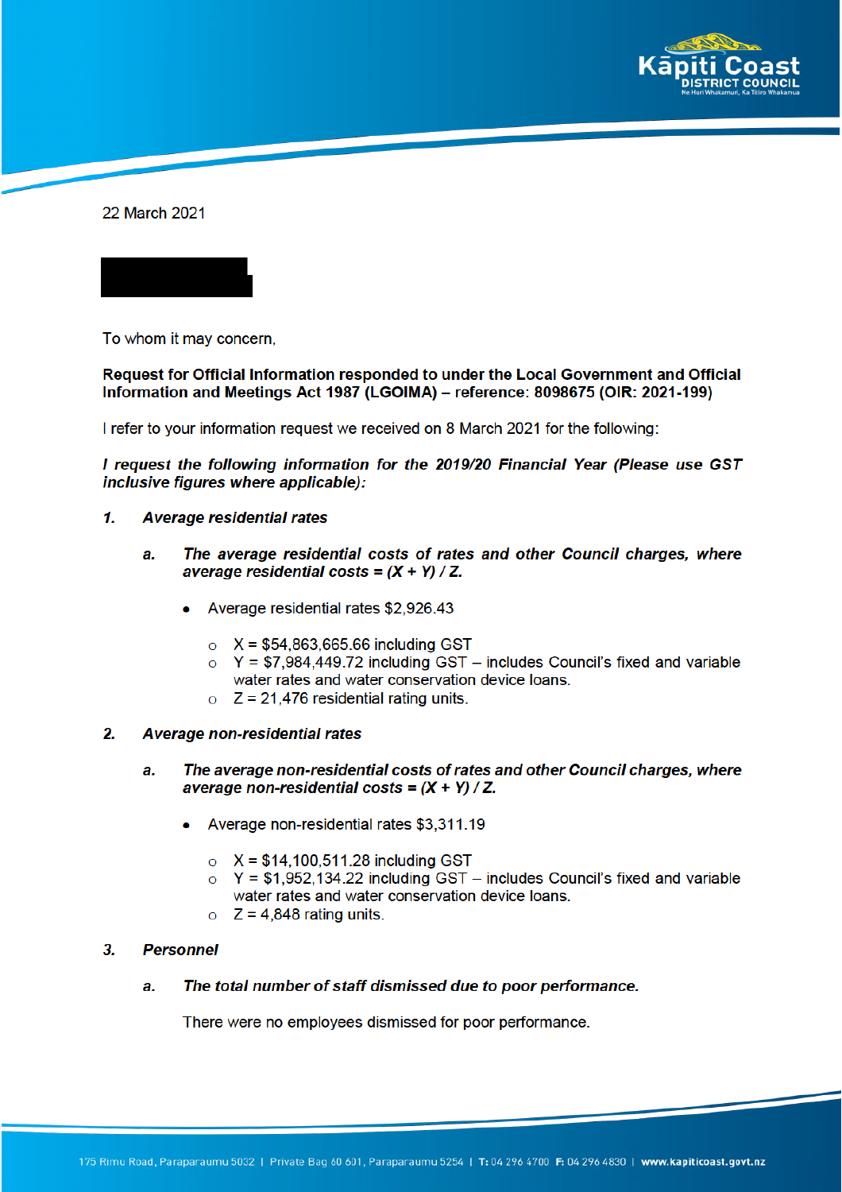22 March 2021

To whom it may concern,

**Request for Official Information responded to under the Local Government and Official Information and Meetings Act 1987 (LGOIMA) – reference: 8098675 (OIR: 2021-199)**

I refer to your information request we received on 8 March 2021 for the following:

***I request the following information for the 2019/20 Financial Year (Please use GST inclusive figures where applicable):***

1. ***Average residential rates***

   a. ***The average residential costs of rates and other Council charges, where average residential costs = (X + Y) / Z.***

   - Average residential rates $2,926.43
     - X = $54,863,665.66 including GST
     - Y = $7,984,449.72 including GST – includes Council's fixed and variable water rates and water conservation device loans.
     - Z = 21,476 residential rating units.

2. ***Average non-residential rates***

   a. ***The average non-residential costs of rates and other Council charges, where average non-residential costs = (X + Y) / Z.***

   - Average non-residential rates $3,311.19
     - X = $14,100,511.28 including GST
     - Y = $1,952,134.22 including GST – includes Council's fixed and variable water rates and water conservation device loans.
     - Z = 4,848 rating units.

3. ***Personnel***

   a. ***The total number of staff dismissed due to poor performance.***

   There were no employees dismissed for poor performance.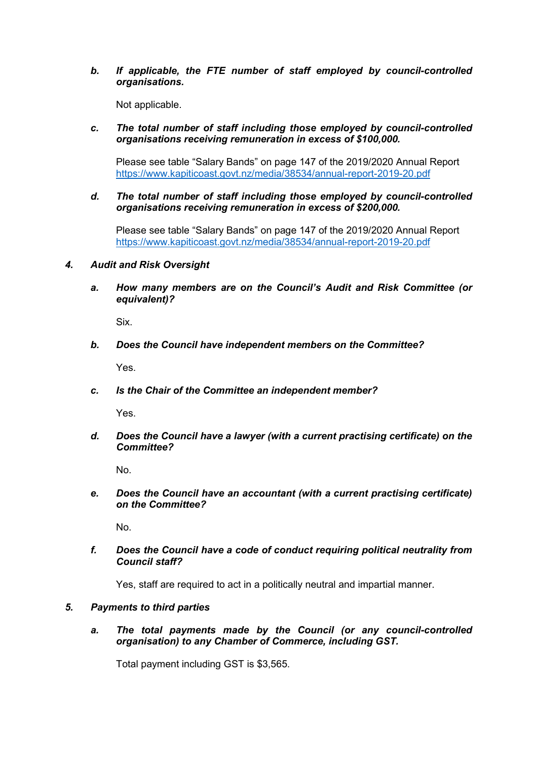b. ***If applicable, the FTE number of staff employed by council-controlled organisations.***

   Not applicable.

c. ***The total number of staff including those employed by council-controlled organisations receiving remuneration in excess of $100,000.***

   Please see table "Salary Bands" on page 147 of the 2019/2020 Annual Report https://www.kapiticoast.govt.nz/media/38534/annual-report-2019-20.pdf

d. ***The total number of staff including those employed by council-controlled organisations receiving remuneration in excess of $200,000.***

   Please see table "Salary Bands" on page 147 of the 2019/2020 Annual Report https://www.kapiticoast.govt.nz/media/38534/annual-report-2019-20.pdf

### 4. *Audit and Risk Oversight*

a. ***How many members are on the Council's Audit and Risk Committee (or equivalent)?***

   Six.

b. ***Does the Council have independent members on the Committee?***

   Yes.

c. ***Is the Chair of the Committee an independent member?***

   Yes.

d. ***Does the Council have a lawyer (with a current practising certificate) on the Committee?***

   No.

e. ***Does the Council have an accountant (with a current practising certificate) on the Committee?***

   No.

f. ***Does the Council have a code of conduct requiring political neutrality from Council staff?***

   Yes, staff are required to act in a politically neutral and impartial manner.

### 5. *Payments to third parties*

a. ***The total payments made by the Council (or any council-controlled organisation) to any Chamber of Commerce, including GST.***

   Total payment including GST is $3,565.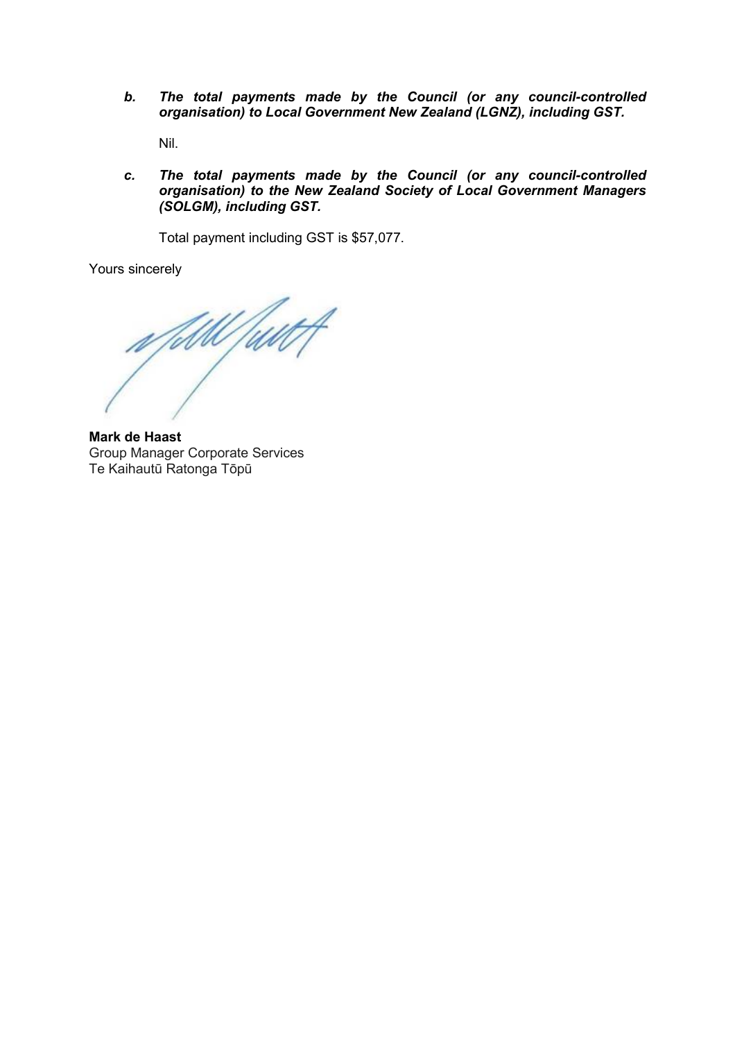b. ***The total payments made by the Council (or any council-controlled organisation) to Local Government New Zealand (LGNZ), including GST.***

Nil.

c. ***The total payments made by the Council (or any council-controlled organisation) to the New Zealand Society of Local Government Managers (SOLGM), including GST.***

Total payment including GST is $57,077.

Yours sincerely

**Mark de Haast**
Group Manager Corporate Services
Te Kaihautū Ratonga Tōpū